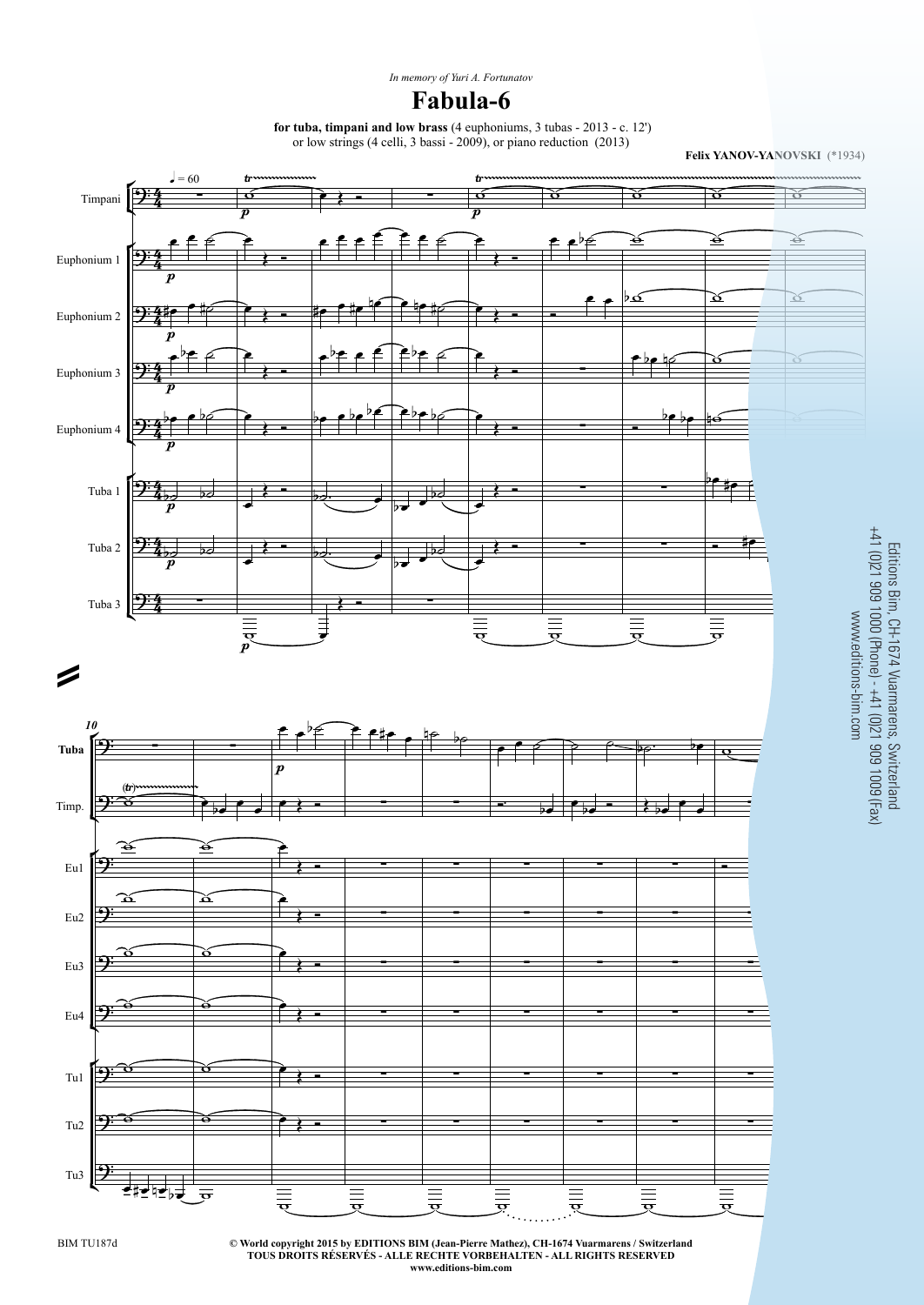*In memory of Yuri A. Fortunatov*

# Fabula-6

**for tuba, timpani and low brass** (4 euphoniums, 3 tubas - 2013 - c. 12')
or low strings (4 celli, 3 bassi - 2009), or piano reduction (2013)

**Felix YANOV-YANOVSKI** (*1934)

Editions Bim, CH-1674 Vuarmarens, Switzerland
+41 (0)21 909 1000 (Phone) - +41 (0)21 909 1009 (Fax)
www.editions-bim.com

BIM TU187d

© **World copyright 2015 by EDITIONS BIM (Jean-Pierre Mathez), CH-1674 Vuarmarens / Switzerland**
**TOUS DROITS RÉSERVÉS - ALLE RECHTE VORBEHALTEN - ALL RIGHTS RESERVED**
**www.editions-bim.com**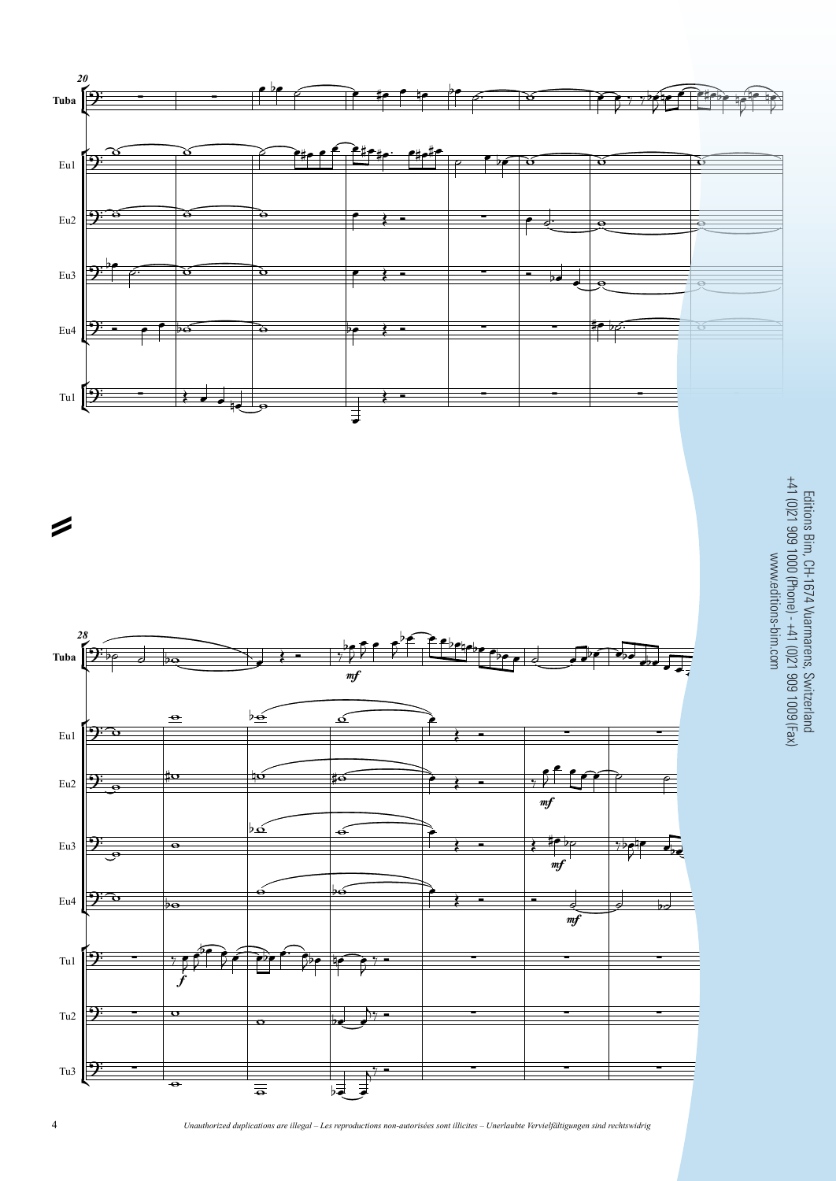Editions Bim, CH-1674 Vuarmarens, Switzerland
+41 (0)21 909 1000 (Phone) - +41 (0)21 909 1009 (Fax)
www.editions-bim.com

*Unauthorized duplications are illegal – Les reproductions non-autorisées sont illicites – Unerlaubte Vervielfältigungen sind rechtswidrig*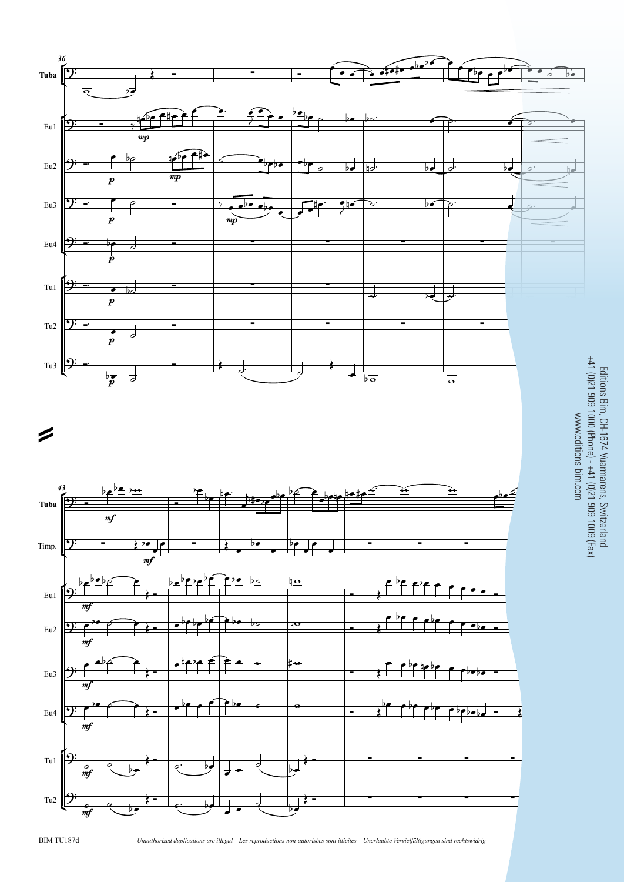Editions Bim, CH-1674 Vuarmarens, Switzerland
+41 (0)21 909 1000 (Phone) - +41 (0)21 909 1009 (Fax)
www.editions-bim.com

*Unauthorized duplications are illegal – Les reproductions non-autorisées sont illicites – Unerlaubte Vervielfältigungen sind rechtswidrig*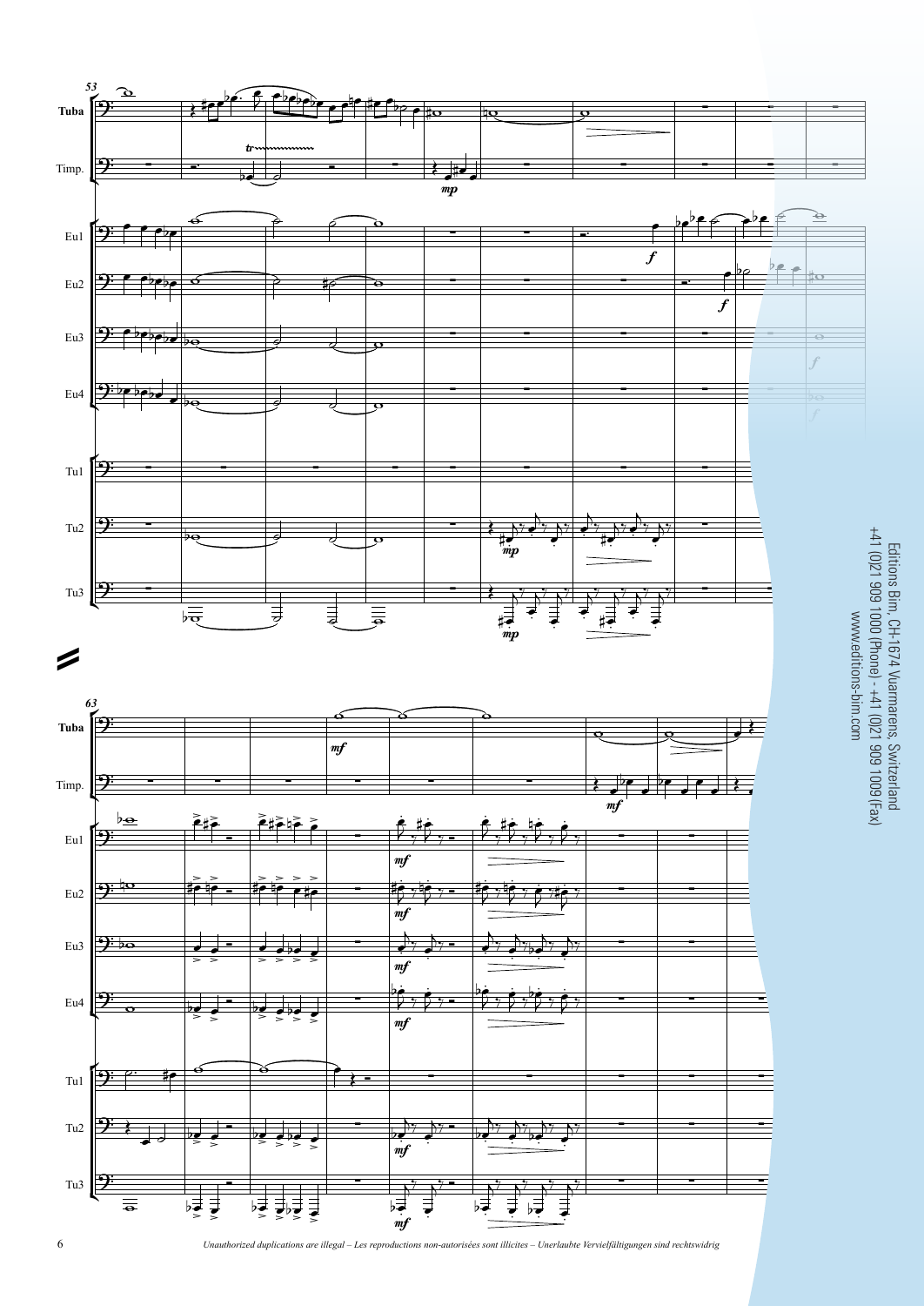Editions Bim, CH-1674 Vuarmarens, Switzerland
+41 (0)21 909 1000 (Phone) - +41 (0)21 909 1009 (Fax)
www.editions-bim.com

*Unauthorized duplications are illegal – Les reproductions non-autorisées sont illicites – Unerlaubte Vervielfältigungen sind rechtswidrig*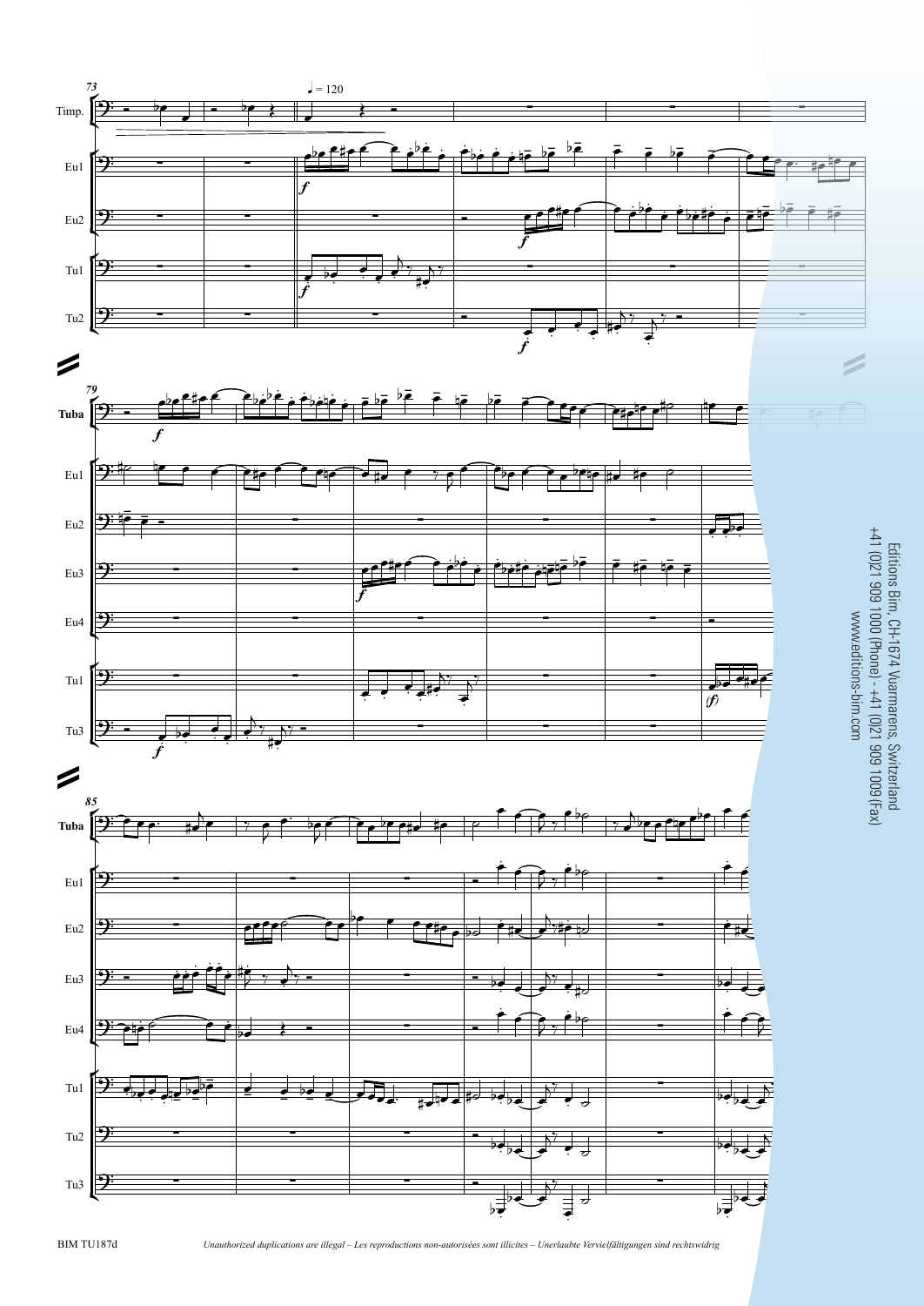73

♩ = 120

Timp.

Eu1

Eu2

Tu1

Tu2

*f*

79

**Tuba**

Eu1

Eu2

Eu3

Eu4

Tu1

Tu3

*f*

(*f*)

85

**Tuba**

Eu1

Eu2

Eu3

Eu4

Tu1

Tu2

Tu3

Editions Bim, CH-1674 Vuarmarens, Switzerland
+41 (0)21 909 1000 (Phone) - +41 (0)21 909 1009 (Fax)
www.editions-bim.com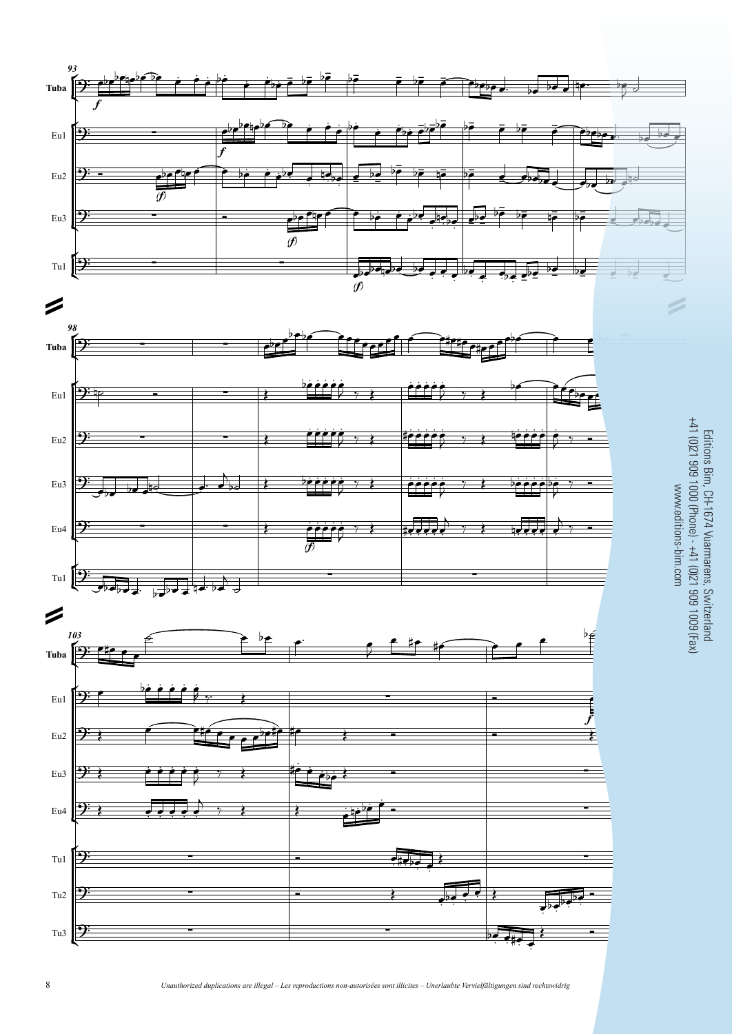Editions Bim, CH-1674 Vuarmarens, Switzerland
+41 (0)21 909 1000 (Phone) - +41 (0)21 909 1009 (Fax)
www.editions-bim.com

*Unauthorized duplications are illegal – Les reproductions non-autorisées sont illicites – Unerlaubte Vervielfältigungen sind rechtswidrig*